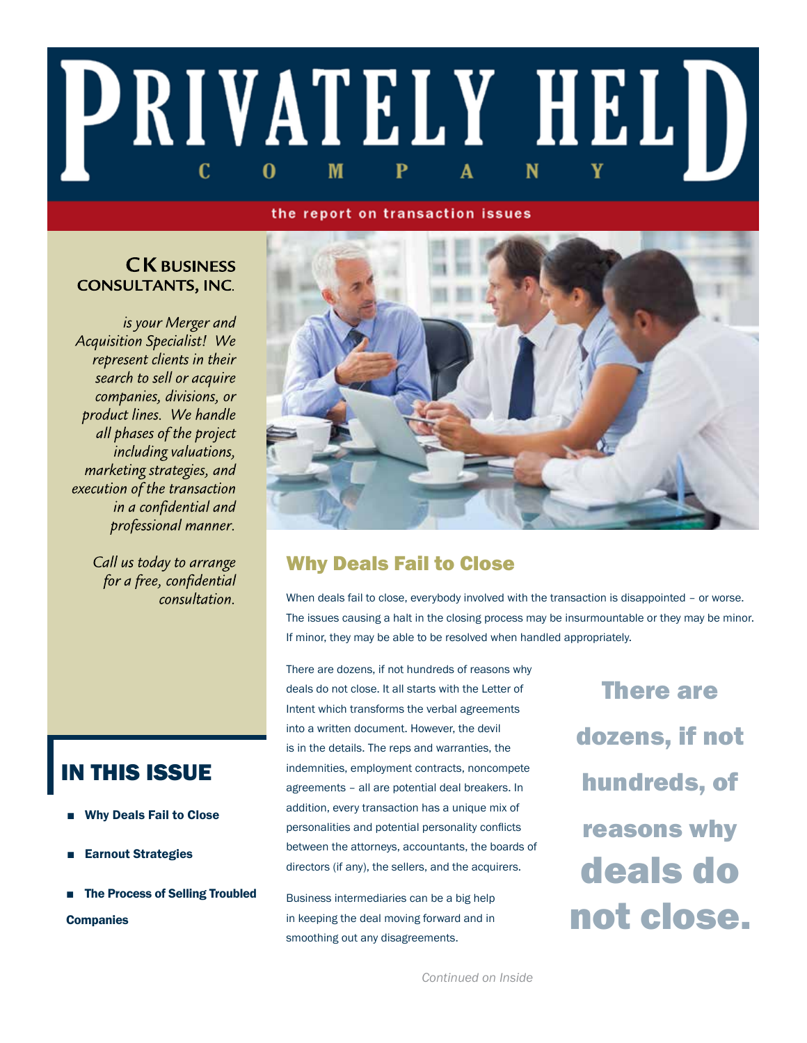# PRIVATELY HELD COMPANY

the report on transaction issues

**CK BUSINESS CONSULTANTS, INC.**

*is your Merger and Acquisition Specialist! We represent clients in their search to sell or acquire companies, divisions, or product lines. We handle all phases of the project including valuations, marketing strategies, and execution of the transaction in a confidential and professional manner.*

*Call us today to arrange for a free, confidential consultation.*

## IN THIS ISSUE

- **Why Deals Fail to Close**
- **Earnout Strategies**
- **The Process of Selling Troubled Companies**

## Why Deals Fail to Close

When deals fail to close, everybody involved with the transaction is disappointed – or worse. The issues causing a halt in the closing process may be insurmountable or they may be minor. If minor, they may be able to be resolved when handled appropriately.

There are dozens, if not hundreds of reasons why deals do not close. It all starts with the Letter of Intent which transforms the verbal agreements into a written document. However, the devil is in the details. The reps and warranties, the indemnities, employment contracts, noncompete agreements – all are potential deal breakers. In addition, every transaction has a unique mix of personalities and potential personality conflicts between the attorneys, accountants, the boards of directors (if any), the sellers, and the acquirers.

> **There are dozens, if not hundreds, of reasons why deals do not close.**

Business intermediaries can be a big help in keeping the deal moving forward and in smoothing out any disagreements.

*Continued on Inside*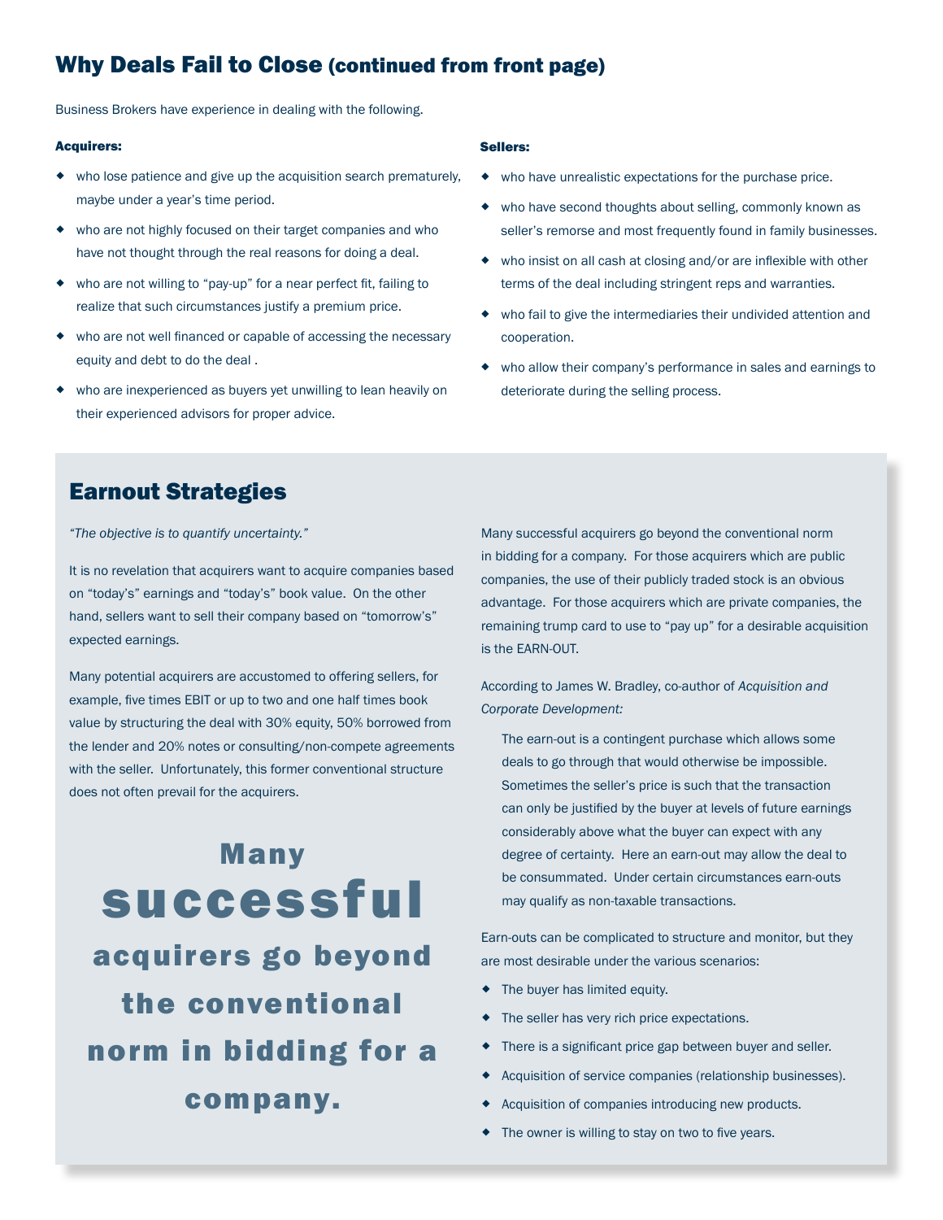## Why Deals Fail to Close (continued from front page)

Business Brokers have experience in dealing with the following.

**Acquirers:**

- who lose patience and give up the acquisition search prematurely, maybe under a year's time period.
- who are not highly focused on their target companies and who have not thought through the real reasons for doing a deal.
- who are not willing to "pay-up" for a near perfect fit, failing to realize that such circumstances justify a premium price.
- who are not well financed or capable of accessing the necessary equity and debt to do the deal .
- who are inexperienced as buyers yet unwilling to lean heavily on their experienced advisors for proper advice.

**Sellers:**

- who have unrealistic expectations for the purchase price.
- who have second thoughts about selling, commonly known as seller's remorse and most frequently found in family businesses.
- who insist on all cash at closing and/or are inflexible with other terms of the deal including stringent reps and warranties.
- who fail to give the intermediaries their undivided attention and cooperation.
- who allow their company's performance in sales and earnings to deteriorate during the selling process.

## Earnout Strategies

*"The objective is to quantify uncertainty."*

It is no revelation that acquirers want to acquire companies based on "today's" earnings and "today's" book value. On the other hand, sellers want to sell their company based on "tomorrow's" expected earnings.

Many potential acquirers are accustomed to offering sellers, for example, five times EBIT or up to two and one half times book value by structuring the deal with 30% equity, 50% borrowed from the lender and 20% notes or consulting/non-compete agreements with the seller. Unfortunately, this former conventional structure does not often prevail for the acquirers.

**Many successful acquirers go beyond the conventional norm in bidding for a company.**

Many successful acquirers go beyond the conventional norm in bidding for a company. For those acquirers which are public companies, the use of their publicly traded stock is an obvious advantage. For those acquirers which are private companies, the remaining trump card to use to "pay up" for a desirable acquisition is the EARN-OUT.

According to James W. Bradley, co-author of *Acquisition and Corporate Development:*

> The earn-out is a contingent purchase which allows some deals to go through that would otherwise be impossible. Sometimes the seller's price is such that the transaction can only be justified by the buyer at levels of future earnings considerably above what the buyer can expect with any degree of certainty. Here an earn-out may allow the deal to be consummated. Under certain circumstances earn-outs may qualify as non-taxable transactions.

Earn-outs can be complicated to structure and monitor, but they are most desirable under the various scenarios:

- The buyer has limited equity.
- The seller has very rich price expectations.
- There is a significant price gap between buyer and seller.
- Acquisition of service companies (relationship businesses).
- Acquisition of companies introducing new products.
- The owner is willing to stay on two to five years.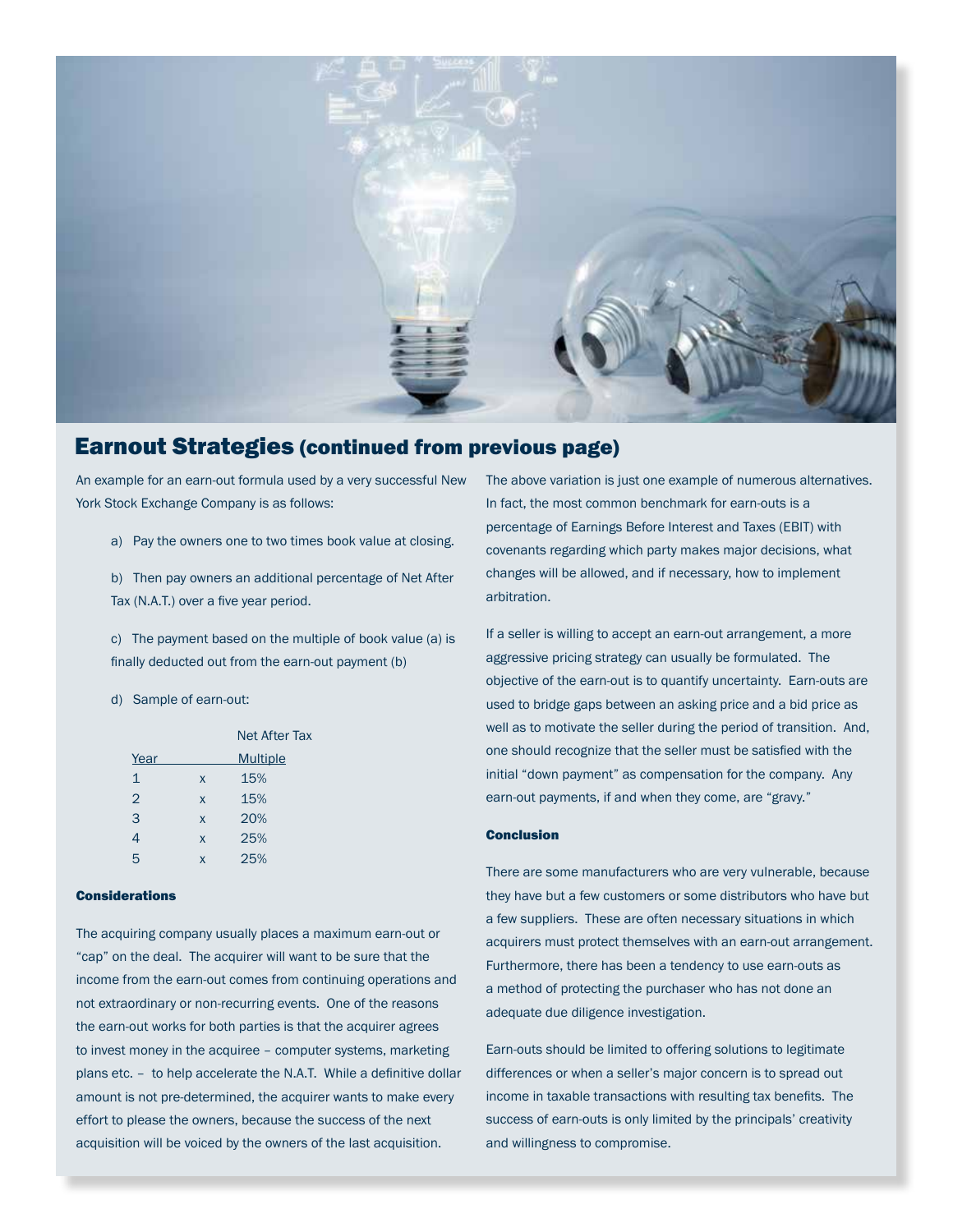## Earnout Strategies (continued from previous page)

An example for an earn-out formula used by a very successful New York Stock Exchange Company is as follows:

a) Pay the owners one to two times book value at closing.

b) Then pay owners an additional percentage of Net After Tax (N.A.T.) over a five year period.

c) The payment based on the multiple of book value (a) is finally deducted out from the earn-out payment (b)

d) Sample of earn-out:

| Year | | Net After Tax Multiple |
|---|---|---|
| 1 | x | 15% |
| 2 | x | 15% |
| 3 | x | 20% |
| 4 | x | 25% |
| 5 | x | 25% |

### Considerations

The acquiring company usually places a maximum earn-out or "cap" on the deal. The acquirer will want to be sure that the income from the earn-out comes from continuing operations and not extraordinary or non-recurring events. One of the reasons the earn-out works for both parties is that the acquirer agrees to invest money in the acquiree – computer systems, marketing plans etc. – to help accelerate the N.A.T. While a definitive dollar amount is not pre-determined, the acquirer wants to make every effort to please the owners, because the success of the next acquisition will be voiced by the owners of the last acquisition.

The above variation is just one example of numerous alternatives. In fact, the most common benchmark for earn-outs is a percentage of Earnings Before Interest and Taxes (EBIT) with covenants regarding which party makes major decisions, what changes will be allowed, and if necessary, how to implement arbitration.

If a seller is willing to accept an earn-out arrangement, a more aggressive pricing strategy can usually be formulated. The objective of the earn-out is to quantify uncertainty. Earn-outs are used to bridge gaps between an asking price and a bid price as well as to motivate the seller during the period of transition. And, one should recognize that the seller must be satisfied with the initial "down payment" as compensation for the company. Any earn-out payments, if and when they come, are "gravy."

### Conclusion

There are some manufacturers who are very vulnerable, because they have but a few customers or some distributors who have but a few suppliers. These are often necessary situations in which acquirers must protect themselves with an earn-out arrangement. Furthermore, there has been a tendency to use earn-outs as a method of protecting the purchaser who has not done an adequate due diligence investigation.

Earn-outs should be limited to offering solutions to legitimate differences or when a seller's major concern is to spread out income in taxable transactions with resulting tax benefits. The success of earn-outs is only limited by the principals' creativity and willingness to compromise.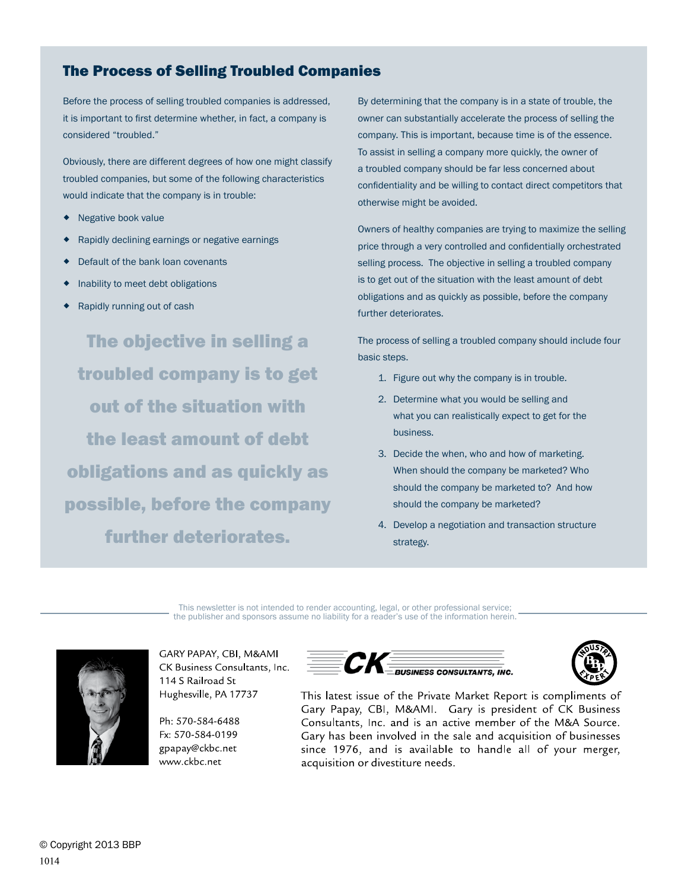## The Process of Selling Troubled Companies

Before the process of selling troubled companies is addressed, it is important to first determine whether, in fact, a company is considered "troubled."

Obviously, there are different degrees of how one might classify troubled companies, but some of the following characteristics would indicate that the company is in trouble:

- Negative book value
- Rapidly declining earnings or negative earnings
- Default of the bank loan covenants
- Inability to meet debt obligations
- Rapidly running out of cash

**The objective in selling a troubled company is to get out of the situation with the least amount of debt obligations and as quickly as possible, before the company further deteriorates.**

By determining that the company is in a state of trouble, the owner can substantially accelerate the process of selling the company. This is important, because time is of the essence. To assist in selling a company more quickly, the owner of a troubled company should be far less concerned about confidentiality and be willing to contact direct competitors that otherwise might be avoided.

Owners of healthy companies are trying to maximize the selling price through a very controlled and confidentially orchestrated selling process. The objective in selling a troubled company is to get out of the situation with the least amount of debt obligations and as quickly as possible, before the company further deteriorates.

The process of selling a troubled company should include four basic steps.

1. Figure out why the company is in trouble.
2. Determine what you would be selling and what you can realistically expect to get for the business.
3. Decide the when, who and how of marketing. When should the company be marketed? Who should the company be marketed to? And how should the company be marketed?
4. Develop a negotiation and transaction structure strategy.

This newsletter is not intended to render accounting, legal, or other professional service; the publisher and sponsors assume no liability for a reader's use of the information herein.

GARY PAPAY, CBI, M&AMI
CK Business Consultants, Inc.
114 S Railroad St
Hughesville, PA 17737

Ph: 570-584-6488
Fx: 570-584-0199
gpapay@ckbc.net
www.ckbc.net

CK BUSINESS CONSULTANTS, INC.

INDUSTRY EXPERT BBP

This latest issue of the Private Market Report is compliments of Gary Papay, CBI, M&AMI. Gary is president of CK Business Consultants, Inc. and is an active member of the M&A Source. Gary has been involved in the sale and acquisition of businesses since 1976, and is available to handle all of your merger, acquisition or divestiture needs.

© Copyright 2013 BBP

1014